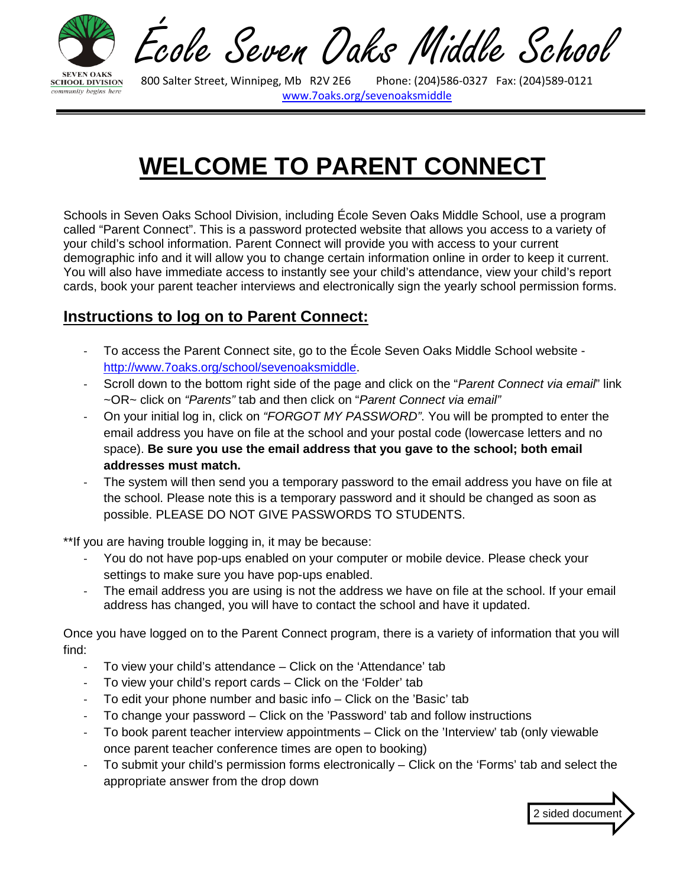# École Seven Oaks Middle School

800 Salter Street, Winnipeg, Mb R2V 2E6 Phone: (204)586-0327 Fax: (204)589-0121
www.7oaks.org/sevenoaksmiddle

# WELCOME TO PARENT CONNECT

Schools in Seven Oaks School Division, including École Seven Oaks Middle School, use a program called "Parent Connect". This is a password protected website that allows you access to a variety of your child's school information. Parent Connect will provide you with access to your current demographic info and it will allow you to change certain information online in order to keep it current. You will also have immediate access to instantly see your child's attendance, view your child's report cards, book your parent teacher interviews and electronically sign the yearly school permission forms.

## Instructions to log on to Parent Connect:

- To access the Parent Connect site, go to the École Seven Oaks Middle School website - http://www.7oaks.org/school/sevenoaksmiddle.
- Scroll down to the bottom right side of the page and click on the "*Parent Connect via email*" link ~OR~ click on *"Parents"* tab and then click on "*Parent Connect via email"*
- On your initial log in, click on *"FORGOT MY PASSWORD"*. You will be prompted to enter the email address you have on file at the school and your postal code (lowercase letters and no space). **Be sure you use the email address that you gave to the school; both email addresses must match.**
- The system will then send you a temporary password to the email address you have on file at the school. Please note this is a temporary password and it should be changed as soon as possible. PLEASE DO NOT GIVE PASSWORDS TO STUDENTS.

**If you are having trouble logging in, it may be because:

- You do not have pop-ups enabled on your computer or mobile device. Please check your settings to make sure you have pop-ups enabled.
- The email address you are using is not the address we have on file at the school. If your email address has changed, you will have to contact the school and have it updated.

Once you have logged on to the Parent Connect program, there is a variety of information that you will find:

- To view your child's attendance – Click on the 'Attendance' tab
- To view your child's report cards – Click on the 'Folder' tab
- To edit your phone number and basic info – Click on the 'Basic' tab
- To change your password – Click on the 'Password' tab and follow instructions
- To book parent teacher interview appointments – Click on the 'Interview' tab (only viewable once parent teacher conference times are open to booking)
- To submit your child's permission forms electronically – Click on the 'Forms' tab and select the appropriate answer from the drop down

2 sided document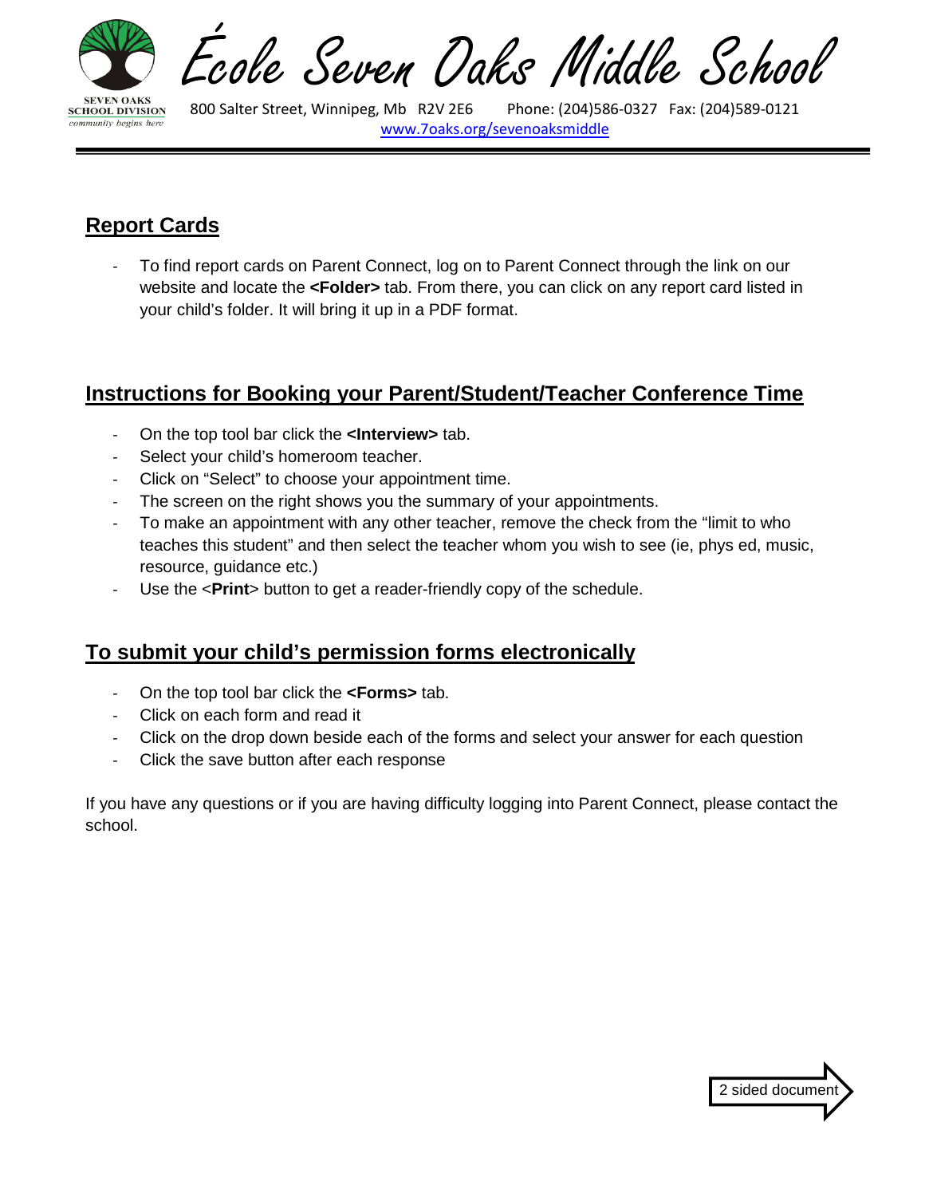# École Seven Oaks Middle School

800 Salter Street, Winnipeg, Mb R2V 2E6 Phone: (204)586-0327 Fax: (204)589-0121
www.7oaks.org/sevenoaksmiddle

SEVEN OAKS SCHOOL DIVISION
*community begins here*

## Report Cards

- To find report cards on Parent Connect, log on to Parent Connect through the link on our website and locate the **<Folder>** tab. From there, you can click on any report card listed in your child's folder. It will bring it up in a PDF format.

## Instructions for Booking your Parent/Student/Teacher Conference Time

- On the top tool bar click the **<Interview>** tab.
- Select your child's homeroom teacher.
- Click on "Select" to choose your appointment time.
- The screen on the right shows you the summary of your appointments.
- To make an appointment with any other teacher, remove the check from the "limit to who teaches this student" and then select the teacher whom you wish to see (ie, phys ed, music, resource, guidance etc.)
- Use the <**Print**> button to get a reader-friendly copy of the schedule.

## To submit your child's permission forms electronically

- On the top tool bar click the **<Forms>** tab.
- Click on each form and read it
- Click on the drop down beside each of the forms and select your answer for each question
- Click the save button after each response

If you have any questions or if you are having difficulty logging into Parent Connect, please contact the school.

2 sided document